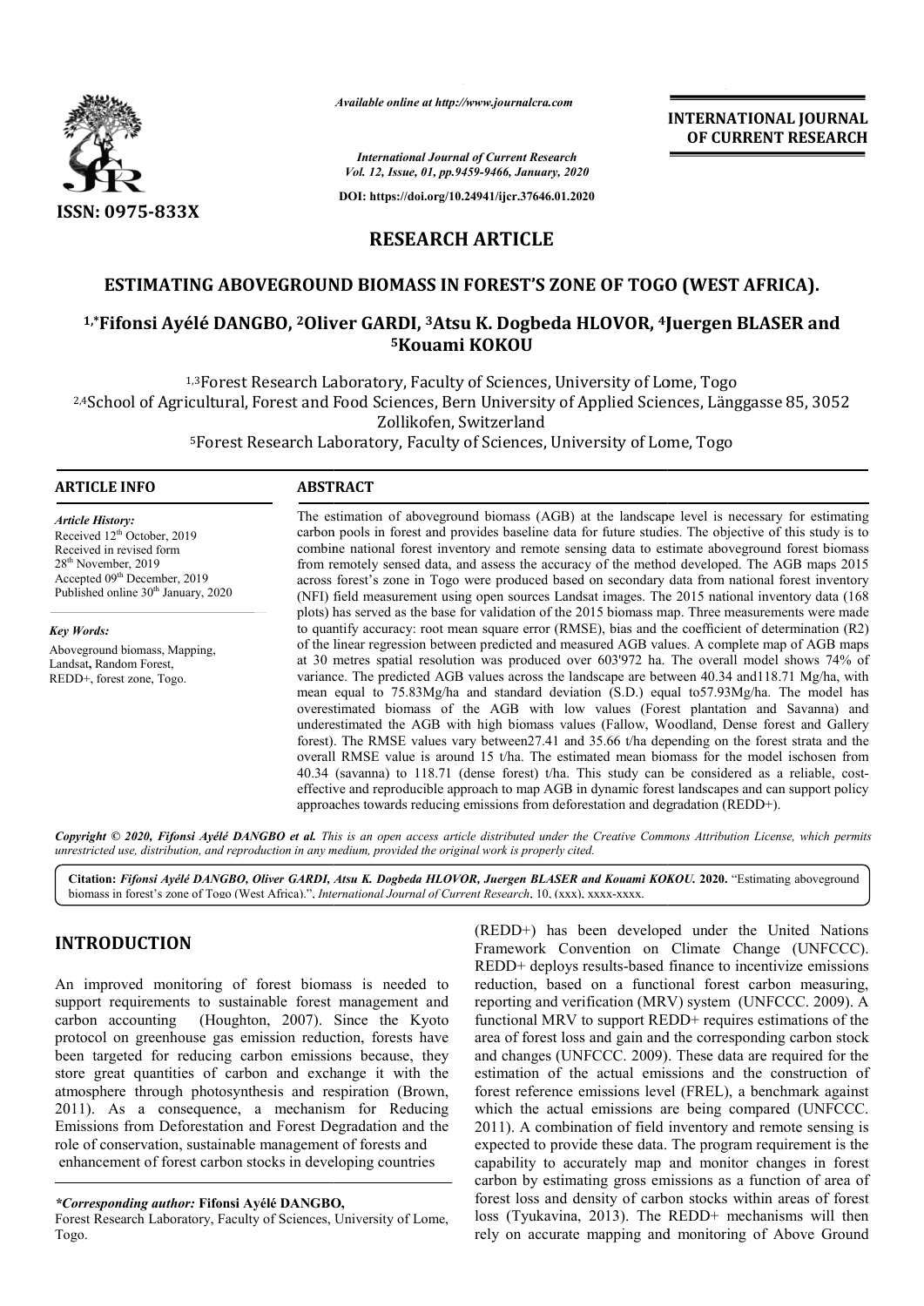*Available online at http://www.journalcra.com*

*International Journal of Current Research*
*Vol. 12, Issue, 01, pp.9459-9466, January, 2020*

**DOI: https://doi.org/10.24941/ijcr.37646.01.2020**

ISSN: 0975-833X

**INTERNATIONAL JOURNAL OF CURRENT RESEARCH**

# RESEARCH ARTICLE

## ESTIMATING ABOVEGROUND BIOMASS IN FOREST'S ZONE OF TOGO (WEST AFRICA).

**[1,*]Fifonsi Ayélé DANGBO, [2]Oliver GARDI, [3]Atsu K. Dogbeda HLOVOR, [4]Juergen BLASER and [5]Kouami KOKOU**

[1,3]Forest Research Laboratory, Faculty of Sciences, University of Lome, Togo
[2,4]School of Agricultural, Forest and Food Sciences, Bern University of Applied Sciences, Länggasse 85, 3052 Zollikofen, Switzerland
[5]Forest Research Laboratory, Faculty of Sciences, University of Lome, Togo

### ARTICLE INFO

*Article History:*
Received 12[th] October, 2019
Received in revised form
28[th] November, 2019
Accepted 09[th] December, 2019
Published online 30[th] January, 2020

*Key Words:*
Aboveground biomass, Mapping, Landsat, Random Forest, REDD+, forest zone, Togo.

### ABSTRACT

The estimation of aboveground biomass (AGB) at the landscape level is necessary for estimating carbon pools in forest and provides baseline data for future studies. The objective of this study is to combine national forest inventory and remote sensing data to estimate aboveground forest biomass from remotely sensed data, and assess the accuracy of the method developed. The AGB maps 2015 across forest's zone in Togo were produced based on secondary data from national forest inventory (NFI) field measurement using open sources Landsat images. The 2015 national inventory data (168 plots) has served as the base for validation of the 2015 biomass map. Three measurements were made to quantify accuracy: root mean square error (RMSE), bias and the coefficient of determination (R2) of the linear regression between predicted and measured AGB values. A complete map of AGB maps at 30 metres spatial resolution was produced over 603'972 ha. The overall model shows 74% of variance. The predicted AGB values across the landscape are between 40.34 and118.71 Mg/ha, with mean equal to 75.83Mg/ha and standard deviation (S.D.) equal to57.93Mg/ha. The model has overestimated biomass of the AGB with low values (Forest plantation and Savanna) and underestimated the AGB with high biomass values (Fallow, Woodland, Dense forest and Gallery forest). The RMSE values vary between27.41 and 35.66 t/ha depending on the forest strata and the overall RMSE value is around 15 t/ha. The estimated mean biomass for the model ischosen from 40.34 (savanna) to 118.71 (dense forest) t/ha. This study can be considered as a reliable, cost-effective and reproducible approach to map AGB in dynamic forest landscapes and can support policy approaches towards reducing emissions from deforestation and degradation (REDD+).

*Copyright © 2020, Fifonsi Ayélé DANGBO et al. This is an open access article distributed under the Creative Commons Attribution License, which permits unrestricted use, distribution, and reproduction in any medium, provided the original work is properly cited.*

**Citation:** *Fifonsi Ayélé DANGBO, Oliver GARDI, Atsu K. Dogbeda HLOVOR, Juergen BLASER and Kouami KOKOU.* **2020.** "Estimating aboveground biomass in forest's zone of Togo (West Africa).", *International Journal of Current Research*, 10, (xxx), xxxx-xxxx.

## INTRODUCTION

An improved monitoring of forest biomass is needed to support requirements to sustainable forest management and carbon accounting (Houghton, 2007). Since the Kyoto protocol on greenhouse gas emission reduction, forests have been targeted for reducing carbon emissions because, they store great quantities of carbon and exchange it with the atmosphere through photosynthesis and respiration (Brown, 2011). As a consequence, a mechanism for Reducing Emissions from Deforestation and Forest Degradation and the role of conservation, sustainable management of forests and enhancement of forest carbon stocks in developing countries (REDD+) has been developed under the United Nations Framework Convention on Climate Change (UNFCCC). REDD+ deploys results-based finance to incentivize emissions reduction, based on a functional forest carbon measuring, reporting and verification (MRV) system (UNFCCC. 2009). A functional MRV to support REDD+ requires estimations of the area of forest loss and gain and the corresponding carbon stock and changes (UNFCCC. 2009). These data are required for the estimation of the actual emissions and the construction of forest reference emissions level (FREL), a benchmark against which the actual emissions are being compared (UNFCCC. 2011). A combination of field inventory and remote sensing is expected to provide these data. The program requirement is the capability to accurately map and monitor changes in forest carbon by estimating gross emissions as a function of area of forest loss and density of carbon stocks within areas of forest loss (Tyukavina, 2013). The REDD+ mechanisms will then rely on accurate mapping and monitoring of Above Ground

*\*Corresponding author:* **Fifonsi Ayélé DANGBO,**
Forest Research Laboratory, Faculty of Sciences, University of Lome, Togo.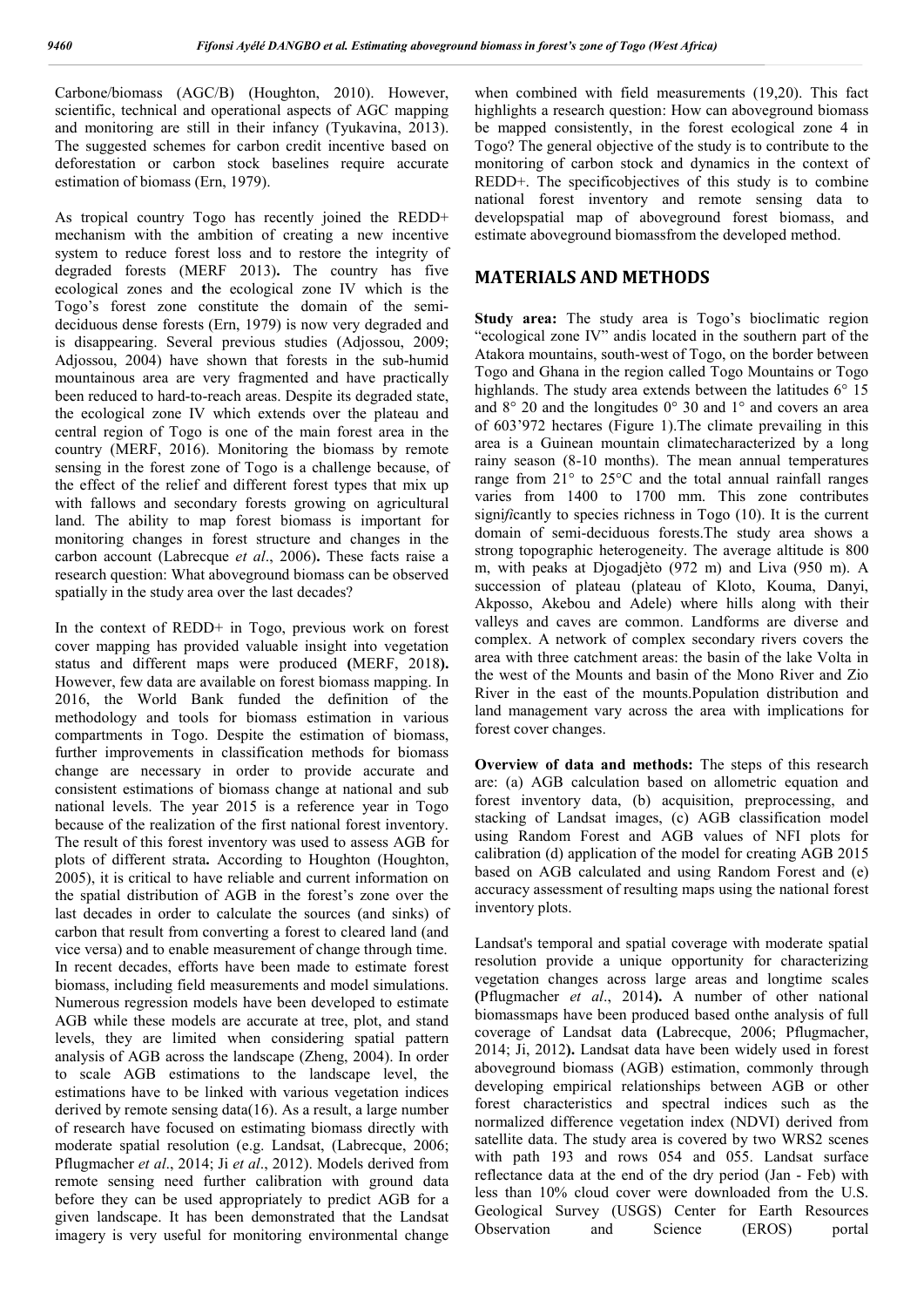Carbone/biomass (AGC/B) (Houghton, 2010). However, scientific, technical and operational aspects of AGC mapping and monitoring are still in their infancy (Tyukavina, 2013). The suggested schemes for carbon credit incentive based on deforestation or carbon stock baselines require accurate estimation of biomass (Ern, 1979).

As tropical country Togo has recently joined the REDD+ mechanism with the ambition of creating a new incentive system to reduce forest loss and to restore the integrity of degraded forests (MERF 2013)**.** The country has five ecological zones and **t**he ecological zone IV which is the Togo's forest zone constitute the domain of the semi-deciduous dense forests (Ern, 1979) is now very degraded and is disappearing. Several previous studies (Adjossou, 2009; Adjossou, 2004) have shown that forests in the sub-humid mountainous area are very fragmented and have practically been reduced to hard-to-reach areas. Despite its degraded state, the ecological zone IV which extends over the plateau and central region of Togo is one of the main forest area in the country (MERF, 2016). Monitoring the biomass by remote sensing in the forest zone of Togo is a challenge because, of the effect of the relief and different forest types that mix up with fallows and secondary forests growing on agricultural land. The ability to map forest biomass is important for monitoring changes in forest structure and changes in the carbon account (Labrecque *et al*., 2006)**.** These facts raise a research question: What aboveground biomass can be observed spatially in the study area over the last decades?

In the context of REDD+ in Togo, previous work on forest cover mapping has provided valuable insight into vegetation status and different maps were produced **(**MERF, 2018**).** However, few data are available on forest biomass mapping. In 2016, the World Bank funded the definition of the methodology and tools for biomass estimation in various compartments in Togo. Despite the estimation of biomass, further improvements in classification methods for biomass change are necessary in order to provide accurate and consistent estimations of biomass change at national and sub national levels. The year 2015 is a reference year in Togo because of the realization of the first national forest inventory. The result of this forest inventory was used to assess AGB for plots of different strata**.** According to Houghton (Houghton, 2005), it is critical to have reliable and current information on the spatial distribution of AGB in the forest's zone over the last decades in order to calculate the sources (and sinks) of carbon that result from converting a forest to cleared land (and vice versa) and to enable measurement of change through time. In recent decades, efforts have been made to estimate forest biomass, including field measurements and model simulations. Numerous regression models have been developed to estimate AGB while these models are accurate at tree, plot, and stand levels, they are limited when considering spatial pattern analysis of AGB across the landscape (Zheng, 2004). In order to scale AGB estimations to the landscape level, the estimations have to be linked with various vegetation indices derived by remote sensing data(16). As a result, a large number of research have focused on estimating biomass directly with moderate spatial resolution (e.g. Landsat, (Labrecque, 2006; Pflugmacher *et al*., 2014; Ji *et al*., 2012). Models derived from remote sensing need further calibration with ground data before they can be used appropriately to predict AGB for a given landscape. It has been demonstrated that the Landsat imagery is very useful for monitoring environmental change when combined with field measurements (19,20). This fact highlights a research question: How can aboveground biomass be mapped consistently, in the forest ecological zone 4 in Togo? The general objective of the study is to contribute to the monitoring of carbon stock and dynamics in the context of REDD+. The specificobjectives of this study is to combine national forest inventory and remote sensing data to developspatial map of aboveground forest biomass, and estimate aboveground biomassfrom the developed method.

## MATERIALS AND METHODS

**Study area:** The study area is Togo's bioclimatic region "ecological zone IV" andis located in the southern part of the Atakora mountains, south-west of Togo, on the border between Togo and Ghana in the region called Togo Mountains or Togo highlands. The study area extends between the latitudes 6° 15 and 8° 20 and the longitudes 0° 30 and 1° and covers an area of 603'972 hectares (Figure 1).The climate prevailing in this area is a Guinean mountain climatecharacterized by a long rainy season (8-10 months). The mean annual temperatures range from 21° to 25°C and the total annual rainfall ranges varies from 1400 to 1700 mm. This zone contributes signi*fi*cantly to species richness in Togo (10). It is the current domain of semi-deciduous forests.The study area shows a strong topographic heterogeneity. The average altitude is 800 m, with peaks at Djogadjèto (972 m) and Liva (950 m). A succession of plateau (plateau of Kloto, Kouma, Danyi, Akposso, Akebou and Adele) where hills along with their valleys and caves are common. Landforms are diverse and complex. A network of complex secondary rivers covers the area with three catchment areas: the basin of the lake Volta in the west of the Mounts and basin of the Mono River and Zio River in the east of the mounts.Population distribution and land management vary across the area with implications for forest cover changes.

**Overview of data and methods:** The steps of this research are: (a) AGB calculation based on allometric equation and forest inventory data, (b) acquisition, preprocessing, and stacking of Landsat images, (c) AGB classification model using Random Forest and AGB values of NFI plots for calibration (d) application of the model for creating AGB 2015 based on AGB calculated and using Random Forest and (e) accuracy assessment of resulting maps using the national forest inventory plots.

Landsat's temporal and spatial coverage with moderate spatial resolution provide a unique opportunity for characterizing vegetation changes across large areas and longtime scales **(**Pflugmacher *et al*., 2014**).** A number of other national biomassmaps have been produced based onthe analysis of full coverage of Landsat data **(**Labrecque, 2006; Pflugmacher, 2014; Ji, 2012**).** Landsat data have been widely used in forest aboveground biomass (AGB) estimation, commonly through developing empirical relationships between AGB or other forest characteristics and spectral indices such as the normalized difference vegetation index (NDVI) derived from satellite data. The study area is covered by two WRS2 scenes with path 193 and rows 054 and 055. Landsat surface reflectance data at the end of the dry period (Jan - Feb) with less than 10% cloud cover were downloaded from the U.S. Geological Survey (USGS) Center for Earth Resources Observation and Science (EROS) portal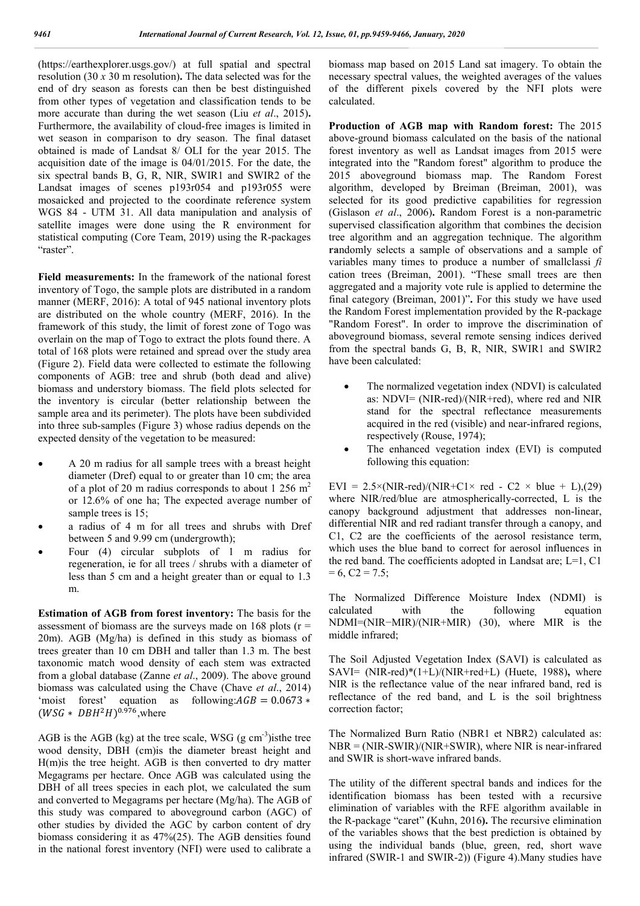(https://earthexplorer.usgs.gov/) at full spatial and spectral resolution (30 *x* 30 m resolution)**.** The data selected was for the end of dry season as forests can then be best distinguished from other types of vegetation and classification tends to be more accurate than during the wet season (Liu *et al*., 2015)**.** Furthermore, the availability of cloud-free images is limited in wet season in comparison to dry season. The final dataset obtained is made of Landsat 8/ OLI for the year 2015. The acquisition date of the image is 04/01/2015. For the date, the six spectral bands B, G, R, NIR, SWIR1 and SWIR2 of the Landsat images of scenes p193r054 and p193r055 were mosaicked and projected to the coordinate reference system WGS 84 - UTM 31. All data manipulation and analysis of satellite images were done using the R environment for statistical computing (Core Team, 2019) using the R-packages "raster".

**Field measurements:** In the framework of the national forest inventory of Togo, the sample plots are distributed in a random manner (MERF, 2016): A total of 945 national inventory plots are distributed on the whole country (MERF, 2016). In the framework of this study, the limit of forest zone of Togo was overlain on the map of Togo to extract the plots found there. A total of 168 plots were retained and spread over the study area (Figure 2). Field data were collected to estimate the following components of AGB: tree and shrub (both dead and alive) biomass and understory biomass. The field plots selected for the inventory is circular (better relationship between the sample area and its perimeter). The plots have been subdivided into three sub-samples (Figure 3) whose radius depends on the expected density of the vegetation to be measured:

- A 20 m radius for all sample trees with a breast height diameter (Dref) equal to or greater than 10 cm; the area of a plot of 20 m radius corresponds to about 1 256 m$^2$ or 12.6% of one ha; The expected average number of sample trees is 15;
- a radius of 4 m for all trees and shrubs with Dref between 5 and 9.99 cm (undergrowth);
- Four (4) circular subplots of 1 m radius for regeneration, ie for all trees / shrubs with a diameter of less than 5 cm and a height greater than or equal to 1.3 m.

**Estimation of AGB from forest inventory:** The basis for the assessment of biomass are the surveys made on 168 plots (r = 20m). AGB (Mg/ha) is defined in this study as biomass of trees greater than 10 cm DBH and taller than 1.3 m. The best taxonomic match wood density of each stem was extracted from a global database (Zanne *et al*., 2009). The above ground biomass was calculated using the Chave (Chave *et al*., 2014) 'moist forest' equation as following:$AGB = 0.0673 * (WSG * DBH^2H)^{0.976}$,where

AGB is the AGB (kg) at the tree scale, WSG (g cm$^{-3}$)isthe tree wood density, DBH (cm)is the diameter breast height and H(m)is the tree height. AGB is then converted to dry matter Megagrams per hectare. Once AGB was calculated using the DBH of all trees species in each plot, we calculated the sum and converted to Megagrams per hectare (Mg/ha). The AGB of this study was compared to aboveground carbon (AGC) of other studies by divided the AGC by carbon content of dry biomass considering it as 47%(25). The AGB densities found in the national forest inventory (NFI) were used to calibrate a biomass map based on 2015 Land sat imagery. To obtain the necessary spectral values, the weighted averages of the values of the different pixels covered by the NFI plots were calculated.

**Production of AGB map with Random forest:** The 2015 above-ground biomass calculated on the basis of the national forest inventory as well as Landsat images from 2015 were integrated into the "Random forest" algorithm to produce the 2015 aboveground biomass map. The Random Forest algorithm, developed by Breiman (Breiman, 2001), was selected for its good predictive capabilities for regression (Gislason *et al*., 2006)**.** Random Forest is a non-parametric supervised classification algorithm that combines the decision tree algorithm and an aggregation technique. The algorithm **ra**ndomly selects a sample of observations and a sample of variables many times to produce a number of smallclassi *fi* cation trees (Breiman, 2001). "These small trees are then aggregated and a majority vote rule is applied to determine the final category (Breiman, 2001)"**.** For this study we have used the Random Forest implementation provided by the R-package "Random Forest". In order to improve the discrimination of aboveground biomass, several remote sensing indices derived from the spectral bands G, B, R, NIR, SWIR1 and SWIR2 have been calculated:

- The normalized vegetation index (NDVI) is calculated as: NDVI= (NIR-red)/(NIR+red), where red and NIR stand for the spectral reflectance measurements acquired in the red (visible) and near-infrared regions, respectively (Rouse, 1974);
- The enhanced vegetation index (EVI) is computed following this equation:

EVI = 2.5×(NIR-red)/(NIR+C1× red - C2 × blue + L),(29) where NIR/red/blue are atmospherically-corrected, L is the canopy background adjustment that addresses non-linear, differential NIR and red radiant transfer through a canopy, and C1, C2 are the coefficients of the aerosol resistance term, which uses the blue band to correct for aerosol influences in the red band. The coefficients adopted in Landsat are; L=1, C1 = 6, C2 = 7.5;

The Normalized Difference Moisture Index (NDMI) is calculated with the following equation NDMI=(NIR−MIR)/(NIR+MIR) (30), where MIR is the middle infrared;

The Soil Adjusted Vegetation Index (SAVI) is calculated as SAVI= (NIR-red)*(1+L)/(NIR+red+L) (Huete, 1988)**,** where NIR is the reflectance value of the near infrared band, red is reflectance of the red band, and L is the soil brightness correction factor;

The Normalized Burn Ratio (NBR1 et NBR2) calculated as: NBR = (NIR-SWIR)/(NIR+SWIR), where NIR is near-infrared and SWIR is short-wave infrared bands.

The utility of the different spectral bands and indices for the identification biomass has been tested with a recursive elimination of variables with the RFE algorithm available in the R-package "caret" **(**Kuhn, 2016**).** The recursive elimination of the variables shows that the best prediction is obtained by using the individual bands (blue, green, red, short wave infrared (SWIR-1 and SWIR-2)) (Figure 4).Many studies have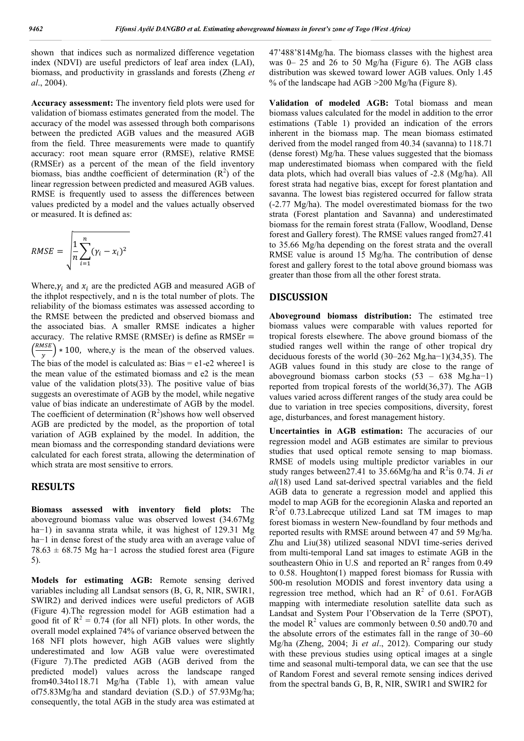shown that indices such as normalized difference vegetation index (NDVI) are useful predictors of leaf area index (LAI), biomass, and productivity in grasslands and forests (Zheng *et al*., 2004).

**Accuracy assessment:** The inventory field plots were used for validation of biomass estimates generated from the model. The accuracy of the model was assessed through both comparisons between the predicted AGB values and the measured AGB from the field. Three measurements were made to quantify accuracy: root mean square error (RMSE), relative RMSE (RMSEr) as a percent of the mean of the field inventory biomass, bias andthe coefficient of determination ($R^2$) of the linear regression between predicted and measured AGB values. RMSE is frequently used to assess the differences between values predicted by a model and the values actually observed or measured. It is defined as:

$$RMSE = \sqrt{\frac{1}{n}\sum_{i=1}^{n}(\gamma_i - x_i)^2}$$

Where,$\gamma_i$ and $x_i$ are the predicted AGB and measured AGB of the ithplot respectively, and n is the total number of plots. The reliability of the biomass estimates was assessed according to the RMSE between the predicted and observed biomass and the associated bias. A smaller RMSE indicates a higher accuracy. The relative RMSE (RMSEr) is define as RMSEr $= \left(\frac{RMSE}{y}\right) * 100$, where,y is the mean of the observed values. The bias of the model is calculated as: Bias = e1-e2 wheree1 is the mean value of the estimated biomass and e2 is the mean value of the validation plots(33). The positive value of bias suggests an overestimate of AGB by the model, while negative value of bias indicate an underestimate of AGB by the model. The coefficient of determination ($R^2$)shows how well observed AGB are predicted by the model, as the proportion of total variation of AGB explained by the model. In addition, the mean biomass and the corresponding standard deviations were calculated for each forest strata, allowing the determination of which strata are most sensitive to errors.

## RESULTS

**Biomass assessed with inventory field plots:** The aboveground biomass value was observed lowest (34.67Mg ha−1) in savanna strata while, it was highest of 129.31 Mg ha−1 in dense forest of the study area with an average value of 78.63 ± 68.75 Mg ha−1 across the studied forest area (Figure 5).

**Models for estimating AGB:** Remote sensing derived variables including all Landsat sensors (B, G, R, NIR, SWIR1, SWIR2) and derived indices were useful predictors of AGB (Figure 4).The regression model for AGB estimation had a good fit of $R^2$ = 0.74 (for all NFI) plots. In other words, the overall model explained 74% of variance observed between the 168 NFI plots however, high AGB values were slightly underestimated and low AGB value were overestimated (Figure 7).The predicted AGB (AGB derived from the predicted model) values across the landscape ranged from40.34to118.71 Mg/ha (Table 1), with amean value of75.83Mg/ha and standard deviation (S.D.) of 57.93Mg/ha; consequently, the total AGB in the study area was estimated at 47'488'814Mg/ha. The biomass classes with the highest area was 0– 25 and 26 to 50 Mg/ha (Figure 6). The AGB class distribution was skewed toward lower AGB values. Only 1.45 % of the landscape had AGB >200 Mg/ha (Figure 8).

**Validation of modeled AGB:** Total biomass and mean biomass values calculated for the model in addition to the error estimations (Table 1) provided an indication of the errors inherent in the biomass map. The mean biomass estimated derived from the model ranged from 40.34 (savanna) to 118.71 (dense forest) Mg/ha. These values suggested that the biomass map underestimated biomass when compared with the field data plots, which had overall bias values of -2.8 (Mg/ha). All forest strata had negative bias, except for forest plantation and savanna. The lowest bias registered occurred for fallow strata (-2.77 Mg/ha). The model overestimated biomass for the two strata (Forest plantation and Savanna) and underestimated biomass for the remain forest strata (Fallow, Woodland, Dense forest and Gallery forest). The RMSE values ranged from27.41 to 35.66 Mg/ha depending on the forest strata and the overall RMSE value is around 15 Mg/ha. The contribution of dense forest and gallery forest to the total above ground biomass was greater than those from all the other forest strata.

## DISCUSSION

**Aboveground biomass distribution:** The estimated tree biomass values were comparable with values reported for tropical forests elsewhere. The above ground biomass of the studied ranges well within the range of other tropical dry deciduous forests of the world (30–262 Mg.ha−1)(34,35). The AGB values found in this study are close to the range of aboveground biomass carbon stocks (53 – 638 Mg.ha−1) reported from tropical forests of the world(36,37). The AGB values varied across different ranges of the study area could be due to variation in tree species compositions, diversity, forest age, disturbances, and forest management history.

**Uncertainties in AGB estimation:** The accuracies of our regression model and AGB estimates are similar to previous studies that used optical remote sensing to map biomass. RMSE of models using multiple predictor variables in our study ranges between27.41 to 35.66Mg/ha and $R^2$is 0.74. Ji *et al*(18) used Land sat-derived spectral variables and the field AGB data to generate a regression model and applied this model to map AGB for the ecoregionin Alaska and reported an $R^2$of 0.73.Labrecque utilized Land sat TM images to map forest biomass in western New-foundland by four methods and reported results with RMSE around between 47 and 59 Mg/ha. Zhu and Liu(38) utilized seasonal NDVI time-series derived from multi-temporal Land sat images to estimate AGB in the southeastern Ohio in U.S and reported an $R^2$ ranges from 0.49 to 0.58. Houghton(1) mapped forest biomass for Russia with 500-m resolution MODIS and forest inventory data using a regression tree method, which had an $R^2$ of 0.61. ForAGB mapping with intermediate resolution satellite data such as Landsat and System Pour l'Observation de la Terre (SPOT), the model $R^2$ values are commonly between 0.50 and0.70 and the absolute errors of the estimates fall in the range of 30–60 Mg/ha (Zheng, 2004; Ji *et al*., 2012). Comparing our study with these previous studies using optical images at a single time and seasonal multi-temporal data, we can see that the use of Random Forest and several remote sensing indices derived from the spectral bands G, B, R, NIR, SWIR1 and SWIR2 for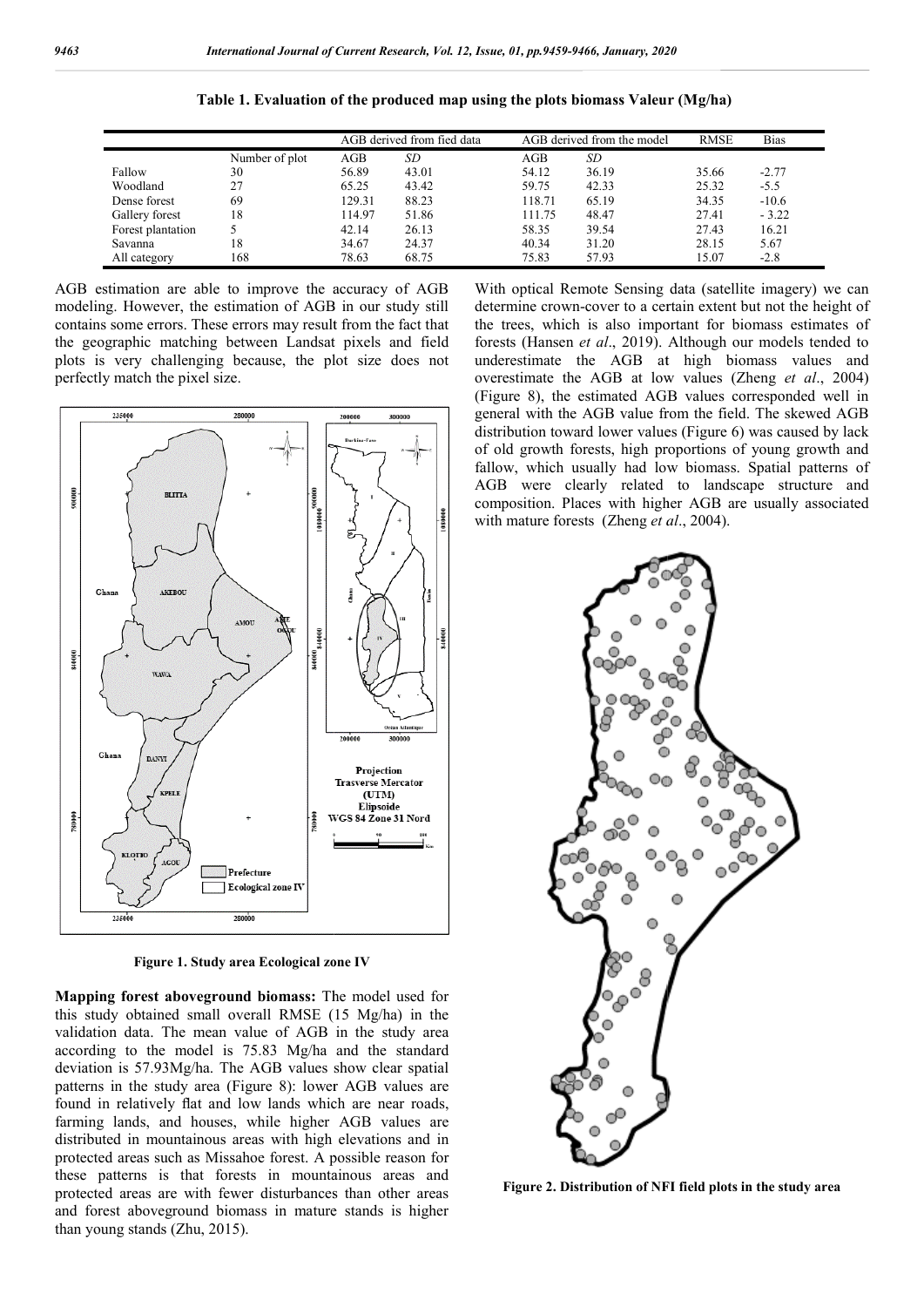**Table 1. Evaluation of the produced map using the plots biomass Valeur (Mg/ha)**

| | | AGB derived from fied data | | AGB derived from the model | | RMSE | Bias |
|---|---|---|---|---|---|---|---|
| | Number of plot | AGB | *SD* | AGB | *SD* | | |
| Fallow | 30 | 56.89 | 43.01 | 54.12 | 36.19 | 35.66 | -2.77 |
| Woodland | 27 | 65.25 | 43.42 | 59.75 | 42.33 | 25.32 | -5.5 |
| Dense forest | 69 | 129.31 | 88.23 | 118.71 | 65.19 | 34.35 | -10.6 |
| Gallery forest | 18 | 114.97 | 51.86 | 111.75 | 48.47 | 27.41 | - 3.22 |
| Forest plantation | 5 | 42.14 | 26.13 | 58.35 | 39.54 | 27.43 | 16.21 |
| Savanna | 18 | 34.67 | 24.37 | 40.34 | 31.20 | 28.15 | 5.67 |
| All category | 168 | 78.63 | 68.75 | 75.83 | 57.93 | 15.07 | -2.8 |

AGB estimation are able to improve the accuracy of AGB modeling. However, the estimation of AGB in our study still contains some errors. These errors may result from the fact that the geographic matching between Landsat pixels and field plots is very challenging because, the plot size does not perfectly match the pixel size.

**Figure 1. Study area Ecological zone IV**

**Mapping forest aboveground biomass:** The model used for this study obtained small overall RMSE (15 Mg/ha) in the validation data. The mean value of AGB in the study area according to the model is 75.83 Mg/ha and the standard deviation is 57.93Mg/ha. The AGB values show clear spatial patterns in the study area (Figure 8): lower AGB values are found in relatively flat and low lands which are near roads, farming lands, and houses, while higher AGB values are distributed in mountainous areas with high elevations and in protected areas such as Missahoe forest. A possible reason for these patterns is that forests in mountainous areas and protected areas are with fewer disturbances than other areas and forest aboveground biomass in mature stands is higher than young stands (Zhu, 2015).

With optical Remote Sensing data (satellite imagery) we can determine crown-cover to a certain extent but not the height of the trees, which is also important for biomass estimates of forests (Hansen *et al*., 2019). Although our models tended to underestimate the AGB at high biomass values and overestimate the AGB at low values (Zheng *et al*., 2004) (Figure 8), the estimated AGB values corresponded well in general with the AGB value from the field. The skewed AGB distribution toward lower values (Figure 6) was caused by lack of old growth forests, high proportions of young growth and fallow, which usually had low biomass. Spatial patterns of AGB were clearly related to landscape structure and composition. Places with higher AGB are usually associated with mature forests (Zheng *et al*., 2004).

**Figure 2. Distribution of NFI field plots in the study area**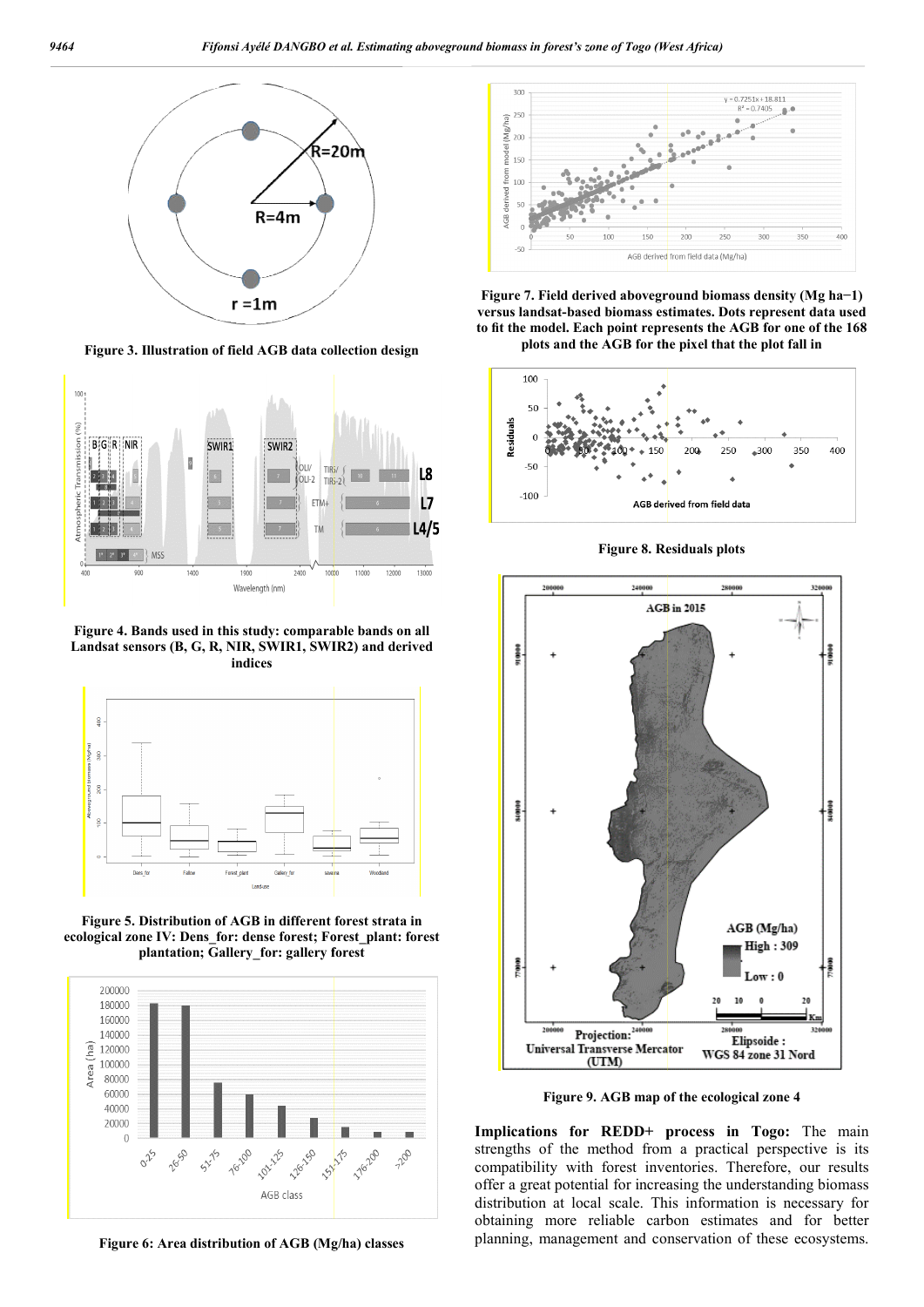Figure 3. Illustration of field AGB data collection design

Figure 4. Bands used in this study: comparable bands on all Landsat sensors (B, G, R, NIR, SWIR1, SWIR2) and derived indices

Figure 5. Distribution of AGB in different forest strata in ecological zone IV: Dens_for: dense forest; Forest_plant: forest plantation; Gallery_for: gallery forest

Figure 6: Area distribution of AGB (Mg/ha) classes

Figure 7. Field derived aboveground biomass density (Mg ha−1) versus landsat-based biomass estimates. Dots represent data used to fit the model. Each point represents the AGB for one of the 168 plots and the AGB for the pixel that the plot fall in

Figure 8. Residuals plots

Figure 9. AGB map of the ecological zone 4

**Implications for REDD+ process in Togo:** The main strengths of the method from a practical perspective is its compatibility with forest inventories. Therefore, our results offer a great potential for increasing the understanding biomass distribution at local scale. This information is necessary for obtaining more reliable carbon estimates and for better planning, management and conservation of these ecosystems.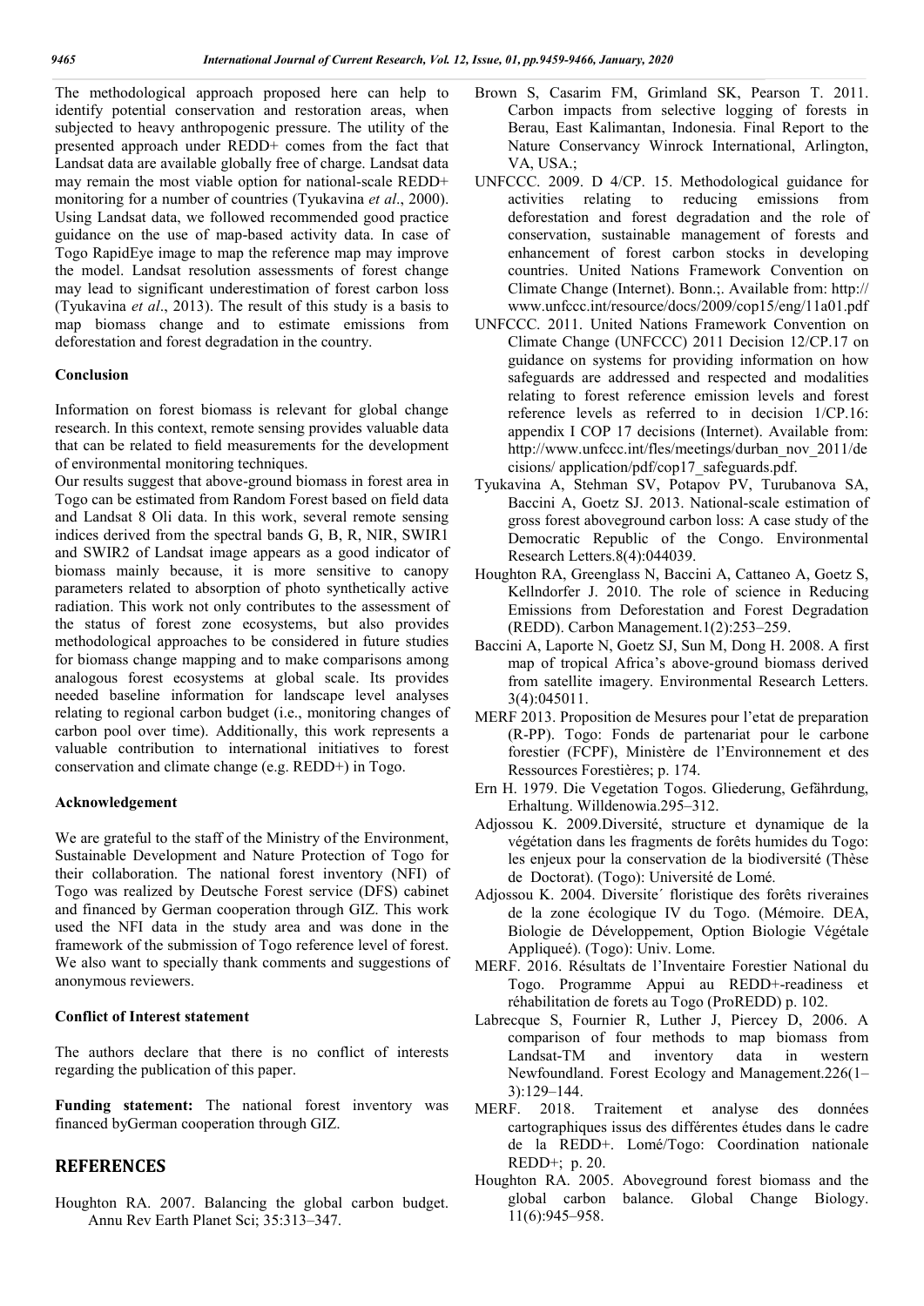The methodological approach proposed here can help to identify potential conservation and restoration areas, when subjected to heavy anthropogenic pressure. The utility of the presented approach under REDD+ comes from the fact that Landsat data are available globally free of charge. Landsat data may remain the most viable option for national-scale REDD+ monitoring for a number of countries (Tyukavina *et al*., 2000). Using Landsat data, we followed recommended good practice guidance on the use of map-based activity data. In case of Togo RapidEye image to map the reference map may improve the model. Landsat resolution assessments of forest change may lead to significant underestimation of forest carbon loss (Tyukavina *et al*., 2013). The result of this study is a basis to map biomass change and to estimate emissions from deforestation and forest degradation in the country.

### Conclusion

Information on forest biomass is relevant for global change research. In this context, remote sensing provides valuable data that can be related to field measurements for the development of environmental monitoring techniques.

Our results suggest that above-ground biomass in forest area in Togo can be estimated from Random Forest based on field data and Landsat 8 Oli data. In this work, several remote sensing indices derived from the spectral bands G, B, R, NIR, SWIR1 and SWIR2 of Landsat image appears as a good indicator of biomass mainly because, it is more sensitive to canopy parameters related to absorption of photo synthetically active radiation. This work not only contributes to the assessment of the status of forest zone ecosystems, but also provides methodological approaches to be considered in future studies for biomass change mapping and to make comparisons among analogous forest ecosystems at global scale. Its provides needed baseline information for landscape level analyses relating to regional carbon budget (i.e., monitoring changes of carbon pool over time). Additionally, this work represents a valuable contribution to international initiatives to forest conservation and climate change (e.g. REDD+) in Togo.

### Acknowledgement

We are grateful to the staff of the Ministry of the Environment, Sustainable Development and Nature Protection of Togo for their collaboration. The national forest inventory (NFI) of Togo was realized by Deutsche Forest service (DFS) cabinet and financed by German cooperation through GIZ. This work used the NFI data in the study area and was done in the framework of the submission of Togo reference level of forest. We also want to specially thank comments and suggestions of anonymous reviewers.

### Conflict of Interest statement

The authors declare that there is no conflict of interests regarding the publication of this paper.

**Funding statement:** The national forest inventory was financed byGerman cooperation through GIZ.

## REFERENCES

Houghton RA. 2007. Balancing the global carbon budget. Annu Rev Earth Planet Sci; 35:313–347.

Brown S, Casarim FM, Grimland SK, Pearson T. 2011. Carbon impacts from selective logging of forests in Berau, East Kalimantan, Indonesia. Final Report to the Nature Conservancy Winrock International, Arlington, VA, USA.;

UNFCCC. 2009. D 4/CP. 15. Methodological guidance for activities relating to reducing emissions from deforestation and forest degradation and the role of conservation, sustainable management of forests and enhancement of forest carbon stocks in developing countries. United Nations Framework Convention on Climate Change (Internet). Bonn.;. Available from: http:// www.unfccc.int/resource/docs/2009/cop15/eng/11a01.pdf

UNFCCC. 2011. United Nations Framework Convention on Climate Change (UNFCCC) 2011 Decision 12/CP.17 on guidance on systems for providing information on how safeguards are addressed and respected and modalities relating to forest reference emission levels and forest reference levels as referred to in decision 1/CP.16: appendix I COP 17 decisions (Internet). Available from: http://www.unfccc.int/fles/meetings/durban_nov_2011/decisions/ application/pdf/cop17_safeguards.pdf.

Tyukavina A, Stehman SV, Potapov PV, Turubanova SA, Baccini A, Goetz SJ. 2013. National-scale estimation of gross forest aboveground carbon loss: A case study of the Democratic Republic of the Congo. Environmental Research Letters.8(4):044039.

Houghton RA, Greenglass N, Baccini A, Cattaneo A, Goetz S, Kellndorfer J. 2010. The role of science in Reducing Emissions from Deforestation and Forest Degradation (REDD). Carbon Management.1(2):253–259.

Baccini A, Laporte N, Goetz SJ, Sun M, Dong H. 2008. A first map of tropical Africa's above-ground biomass derived from satellite imagery. Environmental Research Letters. 3(4):045011.

MERF 2013. Proposition de Mesures pour l'etat de preparation (R-PP). Togo: Fonds de partenariat pour le carbone forestier (FCPF), Ministère de l'Environnement et des Ressources Forestières; p. 174.

Ern H. 1979. Die Vegetation Togos. Gliederung, Gefährdung, Erhaltung. Willdenowia.295–312.

Adjossou K. 2009.Diversité, structure et dynamique de la végétation dans les fragments de forêts humides du Togo: les enjeux pour la conservation de la biodiversité (Thèse de Doctorat). (Togo): Université de Lomé.

Adjossou K. 2004. Diversite´ floristique des forêts riveraines de la zone écologique IV du Togo. (Mémoire. DEA, Biologie de Développement, Option Biologie Végétale Appliqueé). (Togo): Univ. Lome.

MERF. 2016. Résultats de l'Inventaire Forestier National du Togo. Programme Appui au REDD+-readiness et réhabilitation de forets au Togo (ProREDD) p. 102.

Labrecque S, Fournier R, Luther J, Piercey D, 2006. A comparison of four methods to map biomass from Landsat-TM and inventory data in western Newfoundland. Forest Ecology and Management.226(1–3):129–144.

MERF. 2018. Traitement et analyse des données cartographiques issus des différentes études dans le cadre de la REDD+. Lomé/Togo: Coordination nationale REDD+; p. 20.

Houghton RA. 2005. Aboveground forest biomass and the global carbon balance. Global Change Biology. 11(6):945–958.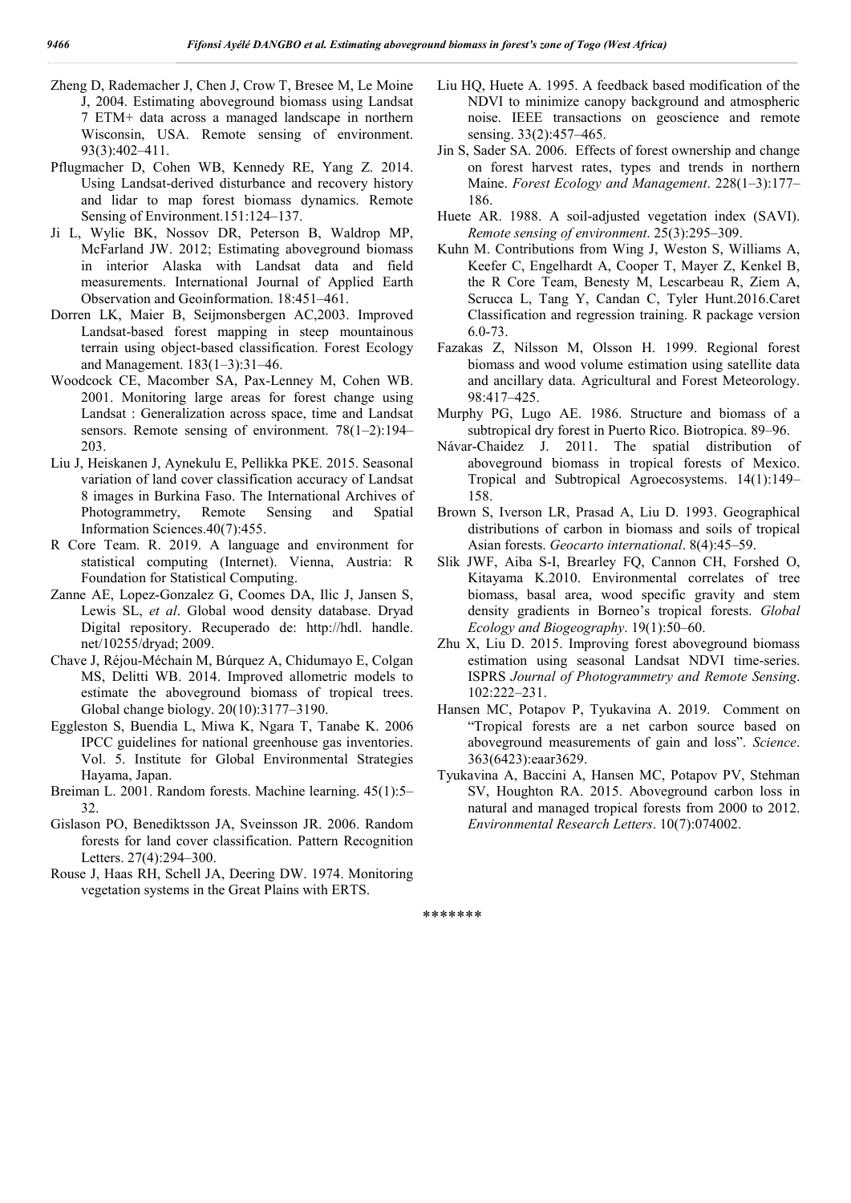Zheng D, Rademacher J, Chen J, Crow T, Bresee M, Le Moine J, 2004. Estimating aboveground biomass using Landsat 7 ETM+ data across a managed landscape in northern Wisconsin, USA. Remote sensing of environment. 93(3):402–411.

Pflugmacher D, Cohen WB, Kennedy RE, Yang Z. 2014. Using Landsat-derived disturbance and recovery history and lidar to map forest biomass dynamics. Remote Sensing of Environment.151:124–137.

Ji L, Wylie BK, Nossov DR, Peterson B, Waldrop MP, McFarland JW. 2012; Estimating aboveground biomass in interior Alaska with Landsat data and field measurements. International Journal of Applied Earth Observation and Geoinformation. 18:451–461.

Dorren LK, Maier B, Seijmonsbergen AC,2003. Improved Landsat-based forest mapping in steep mountainous terrain using object-based classification. Forest Ecology and Management. 183(1–3):31–46.

Woodcock CE, Macomber SA, Pax-Lenney M, Cohen WB. 2001. Monitoring large areas for forest change using Landsat : Generalization across space, time and Landsat sensors. Remote sensing of environment. 78(1–2):194–203.

Liu J, Heiskanen J, Aynekulu E, Pellikka PKE. 2015. Seasonal variation of land cover classification accuracy of Landsat 8 images in Burkina Faso. The International Archives of Photogrammetry, Remote Sensing and Spatial Information Sciences.40(7):455.

R Core Team. R. 2019. A language and environment for statistical computing (Internet). Vienna, Austria: R Foundation for Statistical Computing.

Zanne AE, Lopez-Gonzalez G, Coomes DA, Ilic J, Jansen S, Lewis SL, *et al*. Global wood density database. Dryad Digital repository. Recuperado de: http://hdl. handle. net/10255/dryad; 2009.

Chave J, Réjou-Méchain M, Búrquez A, Chidumayo E, Colgan MS, Delitti WB. 2014. Improved allometric models to estimate the aboveground biomass of tropical trees. Global change biology. 20(10):3177–3190.

Eggleston S, Buendia L, Miwa K, Ngara T, Tanabe K. 2006 IPCC guidelines for national greenhouse gas inventories. Vol. 5. Institute for Global Environmental Strategies Hayama, Japan.

Breiman L. 2001. Random forests. Machine learning. 45(1):5–32.

Gislason PO, Benediktsson JA, Sveinsson JR. 2006. Random forests for land cover classification. Pattern Recognition Letters. 27(4):294–300.

Rouse J, Haas RH, Schell JA, Deering DW. 1974. Monitoring vegetation systems in the Great Plains with ERTS.

Liu HQ, Huete A. 1995. A feedback based modification of the NDVI to minimize canopy background and atmospheric noise. IEEE transactions on geoscience and remote sensing. 33(2):457–465.

Jin S, Sader SA. 2006. Effects of forest ownership and change on forest harvest rates, types and trends in northern Maine. *Forest Ecology and Management*. 228(1–3):177–186.

Huete AR. 1988. A soil-adjusted vegetation index (SAVI). *Remote sensing of environment*. 25(3):295–309.

Kuhn M. Contributions from Wing J, Weston S, Williams A, Keefer C, Engelhardt A, Cooper T, Mayer Z, Kenkel B, the R Core Team, Benesty M, Lescarbeau R, Ziem A, Scrucca L, Tang Y, Candan C, Tyler Hunt.2016.Caret Classification and regression training. R package version 6.0-73.

Fazakas Z, Nilsson M, Olsson H. 1999. Regional forest biomass and wood volume estimation using satellite data and ancillary data. Agricultural and Forest Meteorology. 98:417–425.

Murphy PG, Lugo AE. 1986. Structure and biomass of a subtropical dry forest in Puerto Rico. Biotropica. 89–96.

Návar-Chaidez J. 2011. The spatial distribution of aboveground biomass in tropical forests of Mexico. Tropical and Subtropical Agroecosystems. 14(1):149–158.

Brown S, Iverson LR, Prasad A, Liu D. 1993. Geographical distributions of carbon in biomass and soils of tropical Asian forests. *Geocarto international*. 8(4):45–59.

Slik JWF, Aiba S-I, Brearley FQ, Cannon CH, Forshed O, Kitayama K.2010. Environmental correlates of tree biomass, basal area, wood specific gravity and stem density gradients in Borneo's tropical forests. *Global Ecology and Biogeography*. 19(1):50–60.

Zhu X, Liu D. 2015. Improving forest aboveground biomass estimation using seasonal Landsat NDVI time-series. ISPRS *Journal of Photogrammetry and Remote Sensing*. 102:222–231.

Hansen MC, Potapov P, Tyukavina A. 2019. Comment on "Tropical forests are a net carbon source based on aboveground measurements of gain and loss". *Science*. 363(6423):eaar3629.

Tyukavina A, Baccini A, Hansen MC, Potapov PV, Stehman SV, Houghton RA. 2015. Aboveground carbon loss in natural and managed tropical forests from 2000 to 2012. *Environmental Research Letters*. 10(7):074002.

*******